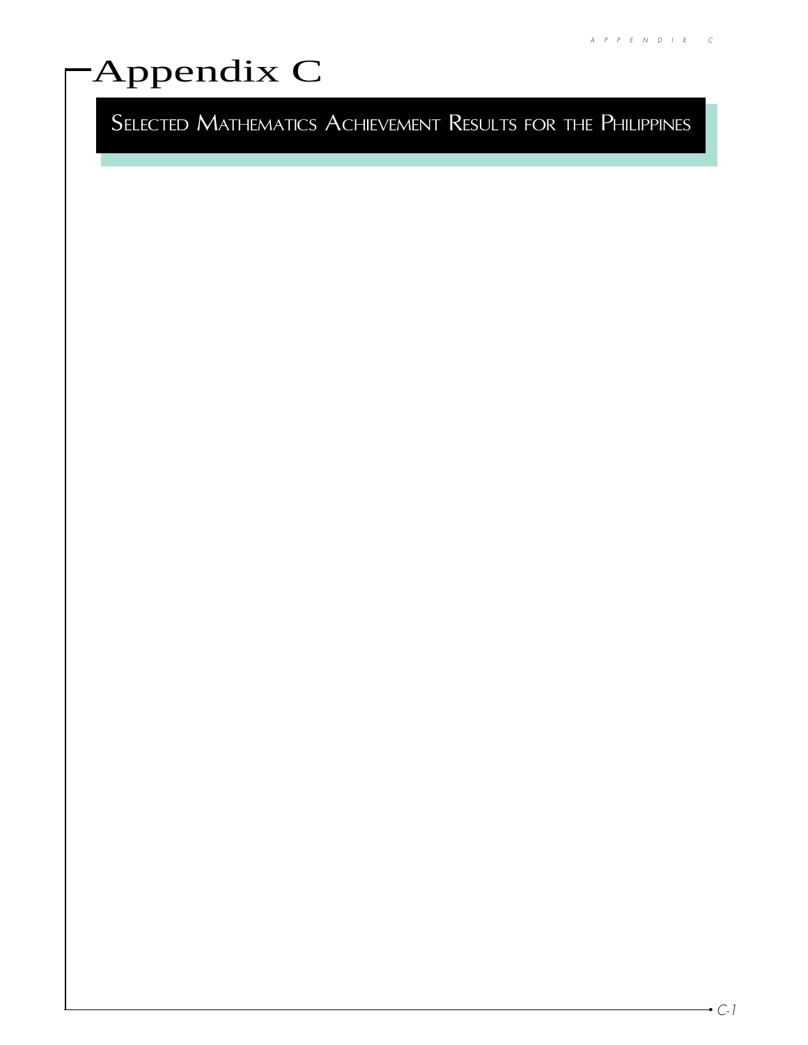# Appendix C

## SELECTED MATHEMATICS ACHIEVEMENT RESULTS FOR THE PHILIPPINES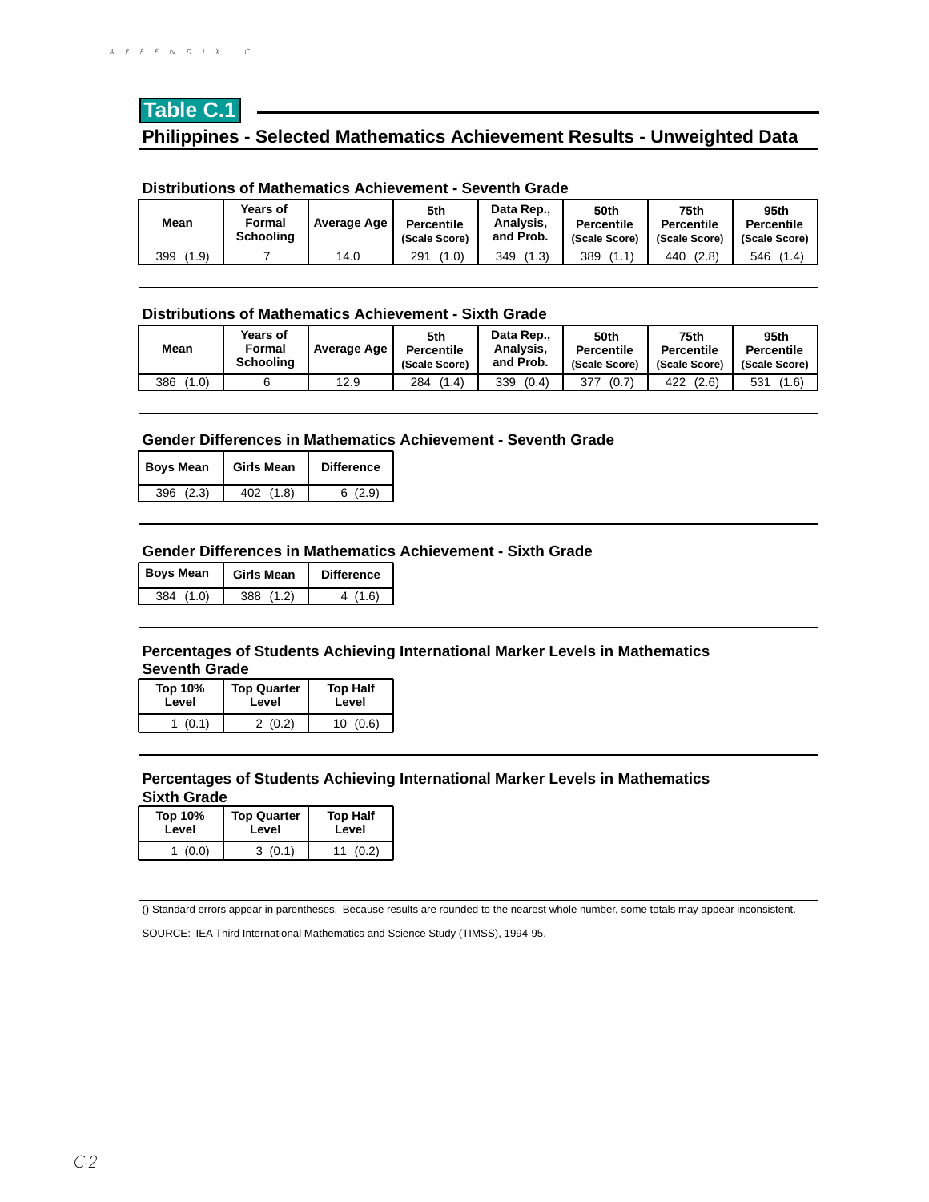# Table C.1

## Philippines - Selected Mathematics Achievement Results - Unweighted Data

### Distributions of Mathematics Achievement - Seventh Grade

| Mean | Years of Formal Schooling | Average Age | 5th Percentile (Scale Score) | Data Rep., Analysis, and Prob. | 50th Percentile (Scale Score) | 75th Percentile (Scale Score) | 95th Percentile (Scale Score) |
|---|---|---|---|---|---|---|---|
| 399 (1.9) | 7 | 14.0 | 291 (1.0) | 349 (1.3) | 389 (1.1) | 440 (2.8) | 546 (1.4) |

### Distributions of Mathematics Achievement - Sixth Grade

| Mean | Years of Formal Schooling | Average Age | 5th Percentile (Scale Score) | Data Rep., Analysis, and Prob. | 50th Percentile (Scale Score) | 75th Percentile (Scale Score) | 95th Percentile (Scale Score) |
|---|---|---|---|---|---|---|---|
| 386 (1.0) | 6 | 12.9 | 284 (1.4) | 339 (0.4) | 377 (0.7) | 422 (2.6) | 531 (1.6) |

### Gender Differences in Mathematics Achievement - Seventh Grade

| Boys Mean | Girls Mean | Difference |
|---|---|---|
| 396 (2.3) | 402 (1.8) | 6 (2.9) |

### Gender Differences in Mathematics Achievement - Sixth Grade

| Boys Mean | Girls Mean | Difference |
|---|---|---|
| 384 (1.0) | 388 (1.2) | 4 (1.6) |

### Percentages of Students Achieving International Marker Levels in Mathematics Seventh Grade

| Top 10% Level | Top Quarter Level | Top Half Level |
|---|---|---|
| 1 (0.1) | 2 (0.2) | 10 (0.6) |

### Percentages of Students Achieving International Marker Levels in Mathematics Sixth Grade

| Top 10% Level | Top Quarter Level | Top Half Level |
|---|---|---|
| 1 (0.0) | 3 (0.1) | 11 (0.2) |

() Standard errors appear in parentheses. Because results are rounded to the nearest whole number, some totals may appear inconsistent.

SOURCE: IEA Third International Mathematics and Science Study (TIMSS), 1994-95.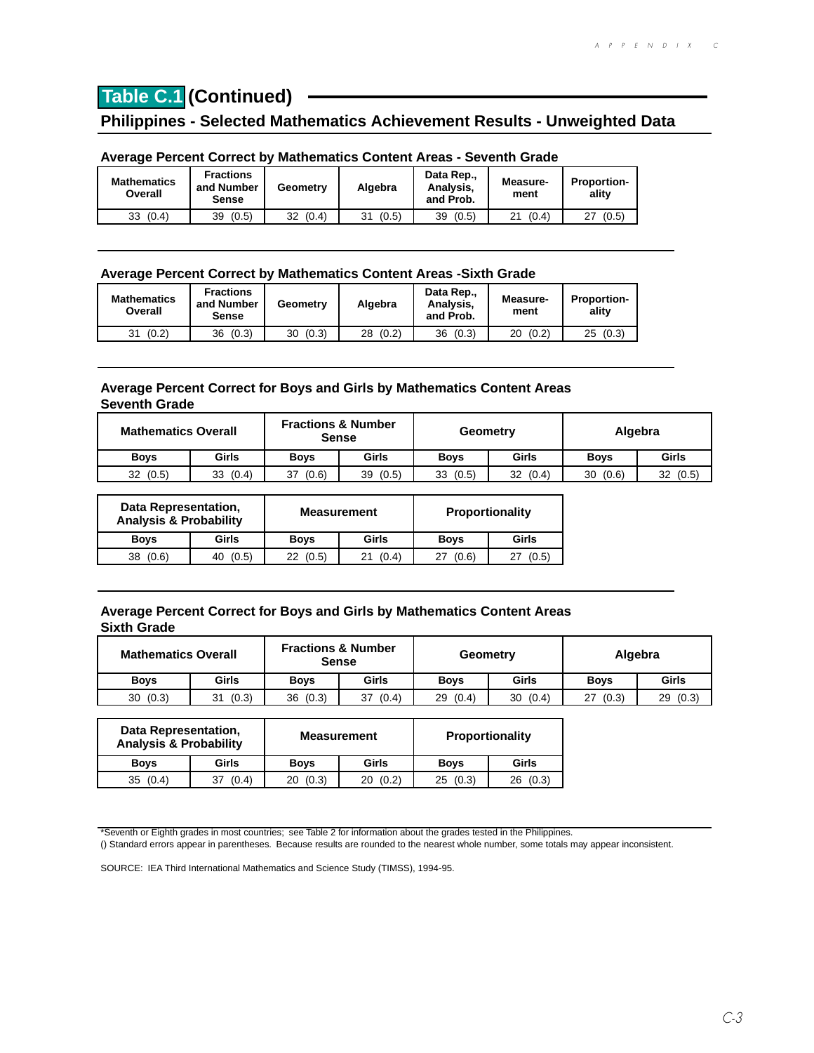## Table C.1 (Continued)

### Philippines - Selected Mathematics Achievement Results - Unweighted Data

#### Average Percent Correct by Mathematics Content Areas - Seventh Grade

| Mathematics Overall | Fractions and Number Sense | Geometry | Algebra | Data Rep., Analysis, and Prob. | Measure-ment | Proportion-ality |
|---|---|---|---|---|---|---|
| 33 (0.4) | 39 (0.5) | 32 (0.4) | 31 (0.5) | 39 (0.5) | 21 (0.4) | 27 (0.5) |

#### Average Percent Correct by Mathematics Content Areas -Sixth Grade

| Mathematics Overall | Fractions and Number Sense | Geometry | Algebra | Data Rep., Analysis, and Prob. | Measure-ment | Proportion-ality |
|---|---|---|---|---|---|---|
| 31 (0.2) | 36 (0.3) | 30 (0.3) | 28 (0.2) | 36 (0.3) | 20 (0.2) | 25 (0.3) |

#### Average Percent Correct for Boys and Girls by Mathematics Content Areas Seventh Grade

| Mathematics Overall | | Fractions & Number Sense | | Geometry | | Algebra | |
|---|---|---|---|---|---|---|---|
| Boys | Girls | Boys | Girls | Boys | Girls | Boys | Girls |
| 32 (0.5) | 33 (0.4) | 37 (0.6) | 39 (0.5) | 33 (0.5) | 32 (0.4) | 30 (0.6) | 32 (0.5) |

| Data Representation, Analysis & Probability | | Measurement | | Proportionality | |
|---|---|---|---|---|---|
| Boys | Girls | Boys | Girls | Boys | Girls |
| 38 (0.6) | 40 (0.5) | 22 (0.5) | 21 (0.4) | 27 (0.6) | 27 (0.5) |

#### Average Percent Correct for Boys and Girls by Mathematics Content Areas Sixth Grade

| Mathematics Overall | | Fractions & Number Sense | | Geometry | | Algebra | |
|---|---|---|---|---|---|---|---|
| Boys | Girls | Boys | Girls | Boys | Girls | Boys | Girls |
| 30 (0.3) | 31 (0.3) | 36 (0.3) | 37 (0.4) | 29 (0.4) | 30 (0.4) | 27 (0.3) | 29 (0.3) |

| Data Representation, Analysis & Probability | | Measurement | | Proportionality | |
|---|---|---|---|---|---|
| Boys | Girls | Boys | Girls | Boys | Girls |
| 35 (0.4) | 37 (0.4) | 20 (0.3) | 20 (0.2) | 25 (0.3) | 26 (0.3) |

*Seventh or Eighth grades in most countries; see Table 2 for information about the grades tested in the Philippines.
() Standard errors appear in parentheses. Because results are rounded to the nearest whole number, some totals may appear inconsistent.

SOURCE: IEA Third International Mathematics and Science Study (TIMSS), 1994-95.